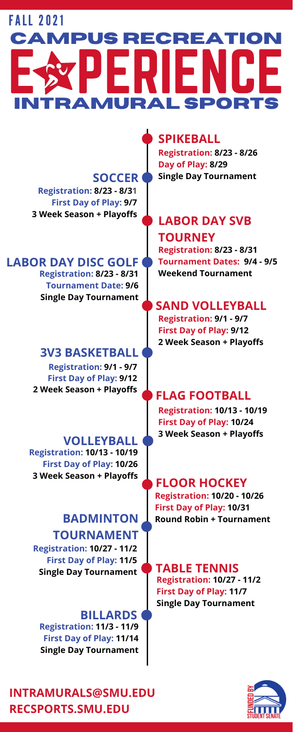# FALL 2021

# CAMPUS RECREATION

# EXPERIENCE

# INTRAMURAL SPORTS

## SPIKEBALL

**Registration:** 8/23 - 8/26
**Day of Play:** 8/29
**Single Day Tournament**

## SOCCER

**Registration:** 8/23 - 8/31
**First Day of Play:** 9/7
**3 Week Season + Playoffs**

## LABOR DAY SVB TOURNEY

**Registration:** 8/23 - 8/31
**Tournament Dates:** 9/4 - 9/5
**Weekend Tournament**

## LABOR DAY DISC GOLF

**Registration:** 8/23 - 8/31
**Tournament Date:** 9/6
**Single Day Tournament**

## SAND VOLLEYBALL

**Registration:** 9/1 - 9/7
**First Day of Play:** 9/12
**2 Week Season + Playoffs**

## 3V3 BASKETBALL

**Registration:** 9/1 - 9/7
**First Day of Play:** 9/12
**2 Week Season + Playoffs**

## FLAG FOOTBALL

**Registration:** 10/13 - 10/19
**First Day of Play:** 10/24
**3 Week Season + Playoffs**

## VOLLEYBALL

**Registration:** 10/13 - 10/19
**First Day of Play:** 10/26
**3 Week Season + Playoffs**

## FLOOR HOCKEY

**Registration:** 10/20 - 10/26
**First Day of Play:** 10/31
**Round Robin + Tournament**

## BADMINTON TOURNAMENT

**Registration:** 10/27 - 11/2
**First Day of Play:** 11/5
**Single Day Tournament**

## TABLE TENNIS

**Registration:** 10/27 - 11/2
**First Day of Play:** 11/7
**Single Day Tournament**

## BILLARDS

**Registration:** 11/3 - 11/9
**First Day of Play:** 11/14
**Single Day Tournament**

**INTRAMURALS@SMU.EDU**
**RECSPORTS.SMU.EDU**

FUNDED BY STUDENT SENATE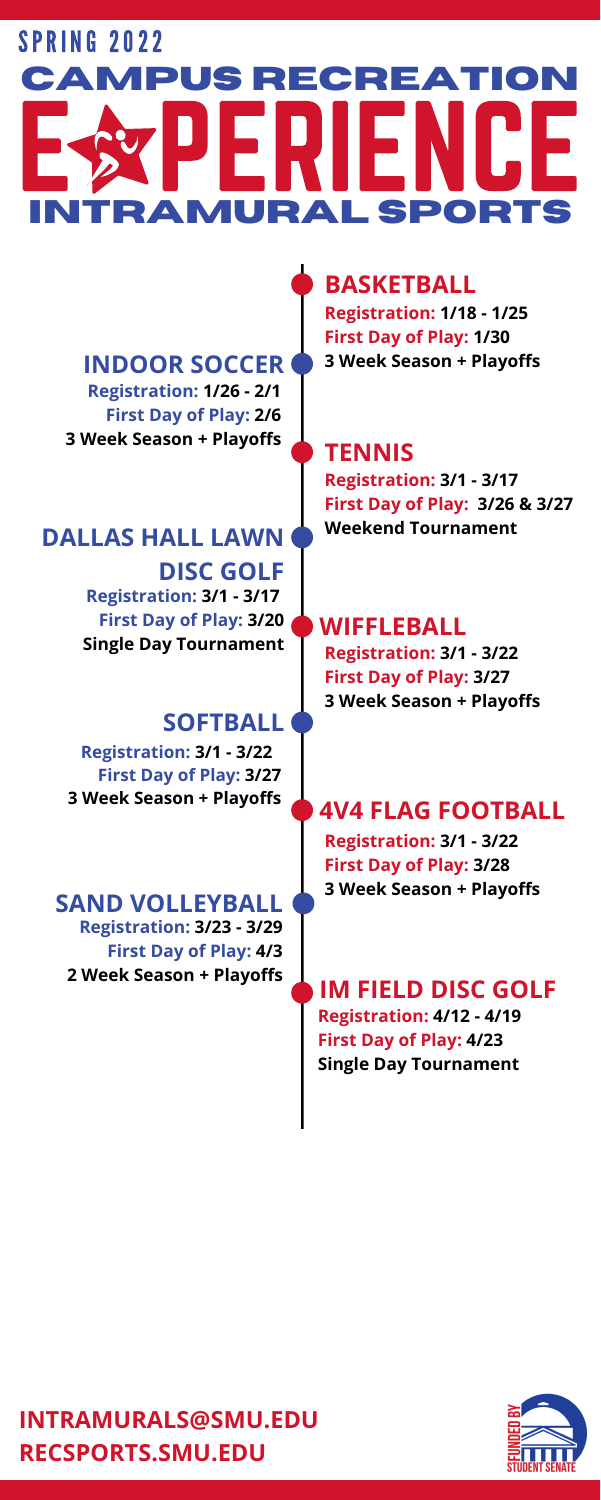SPRING 2022

# CAMPUS RECREATION EXPERIENCE INTRAMURAL SPORTS

## BASKETBALL

**Registration:** 1/18 - 1/25
**First Day of Play:** 1/30
**3 Week Season + Playoffs**

## INDOOR SOCCER

**Registration:** 1/26 - 2/1
**First Day of Play:** 2/6
**3 Week Season + Playoffs**

## TENNIS

**Registration:** 3/1 - 3/17
**First Day of Play:** 3/26 & 3/27
**Weekend Tournament**

## DALLAS HALL LAWN DISC GOLF

**Registration:** 3/1 - 3/17
**First Day of Play:** 3/20
**Single Day Tournament**

## WIFFLEBALL

**Registration:** 3/1 - 3/22
**First Day of Play:** 3/27
**3 Week Season + Playoffs**

## SOFTBALL

**Registration:** 3/1 - 3/22
**First Day of Play:** 3/27
**3 Week Season + Playoffs**

## 4V4 FLAG FOOTBALL

**Registration:** 3/1 - 3/22
**First Day of Play:** 3/28
**3 Week Season + Playoffs**

## SAND VOLLEYBALL

**Registration:** 3/23 - 3/29
**First Day of Play:** 4/3
**2 Week Season + Playoffs**

## IM FIELD DISC GOLF

**Registration:** 4/12 - 4/19
**First Day of Play:** 4/23
**Single Day Tournament**

**INTRAMURALS@SMU.EDU**
**RECSPORTS.SMU.EDU**

FUNDED BY STUDENT SENATE